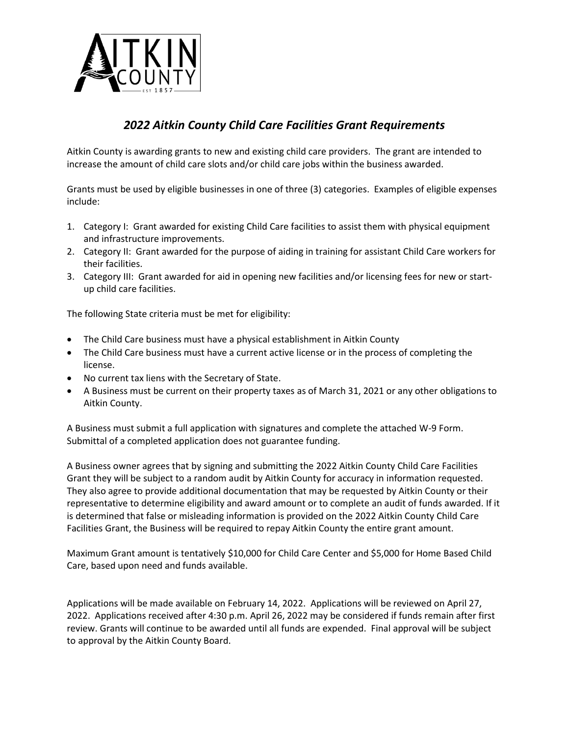# *2022 Aitkin County Child Care Facilities Grant Requirements*

Aitkin County is awarding grants to new and existing child care providers. The grant are intended to increase the amount of child care slots and/or child care jobs within the business awarded.

Grants must be used by eligible businesses in one of three (3) categories. Examples of eligible expenses include:

1. Category I: Grant awarded for existing Child Care facilities to assist them with physical equipment and infrastructure improvements.
2. Category II: Grant awarded for the purpose of aiding in training for assistant Child Care workers for their facilities.
3. Category III: Grant awarded for aid in opening new facilities and/or licensing fees for new or start-up child care facilities.

The following State criteria must be met for eligibility:

- The Child Care business must have a physical establishment in Aitkin County
- The Child Care business must have a current active license or in the process of completing the license.
- No current tax liens with the Secretary of State.
- A Business must be current on their property taxes as of March 31, 2021 or any other obligations to Aitkin County.

A Business must submit a full application with signatures and complete the attached W-9 Form. Submittal of a completed application does not guarantee funding.

A Business owner agrees that by signing and submitting the 2022 Aitkin County Child Care Facilities Grant they will be subject to a random audit by Aitkin County for accuracy in information requested. They also agree to provide additional documentation that may be requested by Aitkin County or their representative to determine eligibility and award amount or to complete an audit of funds awarded. If it is determined that false or misleading information is provided on the 2022 Aitkin County Child Care Facilities Grant, the Business will be required to repay Aitkin County the entire grant amount.

Maximum Grant amount is tentatively $10,000 for Child Care Center and $5,000 for Home Based Child Care, based upon need and funds available.

Applications will be made available on February 14, 2022. Applications will be reviewed on April 27, 2022. Applications received after 4:30 p.m. April 26, 2022 may be considered if funds remain after first review. Grants will continue to be awarded until all funds are expended. Final approval will be subject to approval by the Aitkin County Board.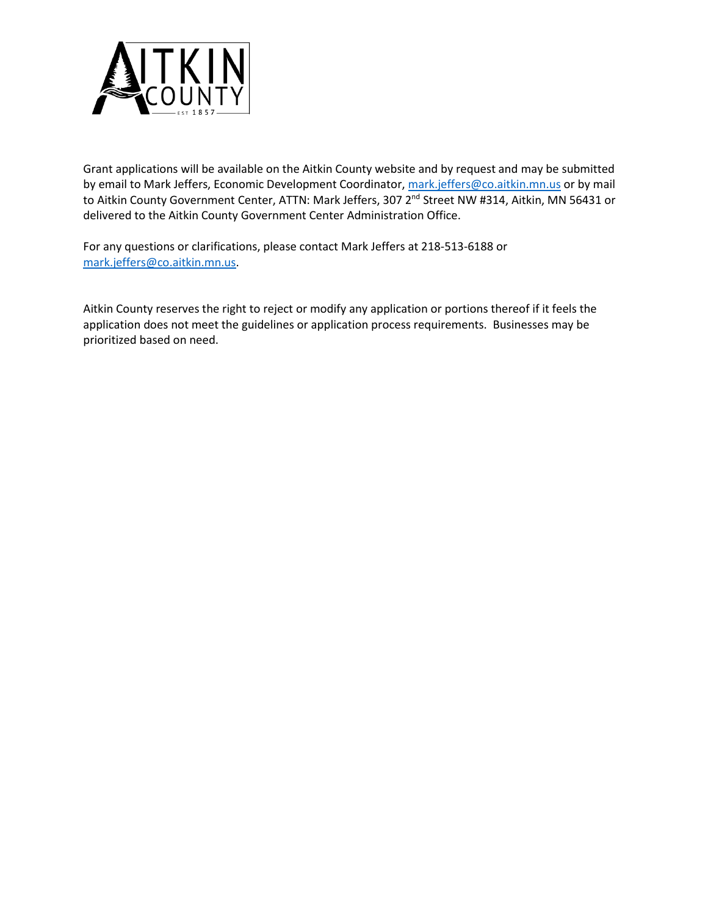Grant applications will be available on the Aitkin County website and by request and may be submitted by email to Mark Jeffers, Economic Development Coordinator, mark.jeffers@co.aitkin.mn.us or by mail to Aitkin County Government Center, ATTN: Mark Jeffers, 307 2nd Street NW #314, Aitkin, MN 56431 or delivered to the Aitkin County Government Center Administration Office.

For any questions or clarifications, please contact Mark Jeffers at 218-513-6188 or mark.jeffers@co.aitkin.mn.us.

Aitkin County reserves the right to reject or modify any application or portions thereof if it feels the application does not meet the guidelines or application process requirements. Businesses may be prioritized based on need.